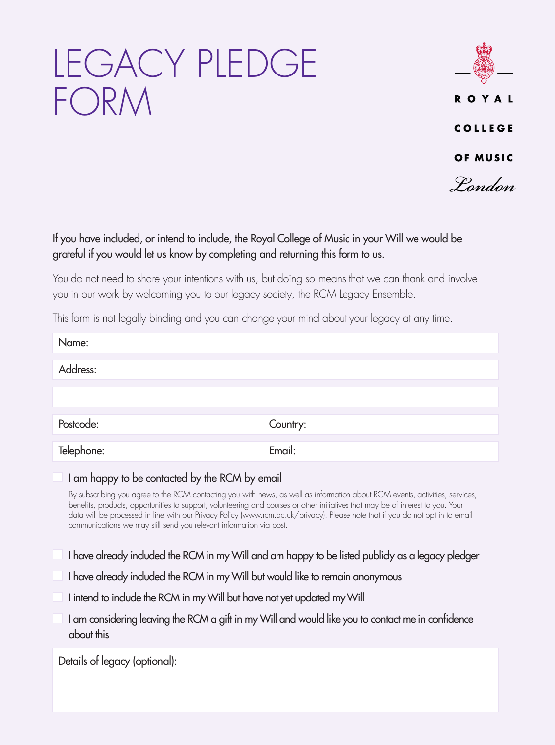# LEGACY PLEDGE FORM

ROYAL COLLEGE OF MUSIC *London*

If you have included, or intend to include, the Royal College of Music in your Will we would be grateful if you would let us know by completing and returning this form to us.

You do not need to share your intentions with us, but doing so means that we can thank and involve you in our work by welcoming you to our legacy society, the RCM Legacy Ensemble.

This form is not legally binding and you can change your mind about your legacy at any time.

Name:

Address:

Postcode: Country:

Telephone: Email:

- [ ] I am happy to be contacted by the RCM by email

By subscribing you agree to the RCM contacting you with news, as well as information about RCM events, activities, services, benefits, products, opportunities to support, volunteering and courses or other initiatives that may be of interest to you. Your data will be processed in line with our Privacy Policy (www.rcm.ac.uk/privacy). Please note that if you do not opt in to email communications we may still send you relevant information via post.

- [ ] I have already included the RCM in my Will and am happy to be listed publicly as a legacy pledger
- [ ] I have already included the RCM in my Will but would like to remain anonymous
- [ ] I intend to include the RCM in my Will but have not yet updated my Will
- [ ] I am considering leaving the RCM a gift in my Will and would like you to contact me in confidence about this

Details of legacy (optional):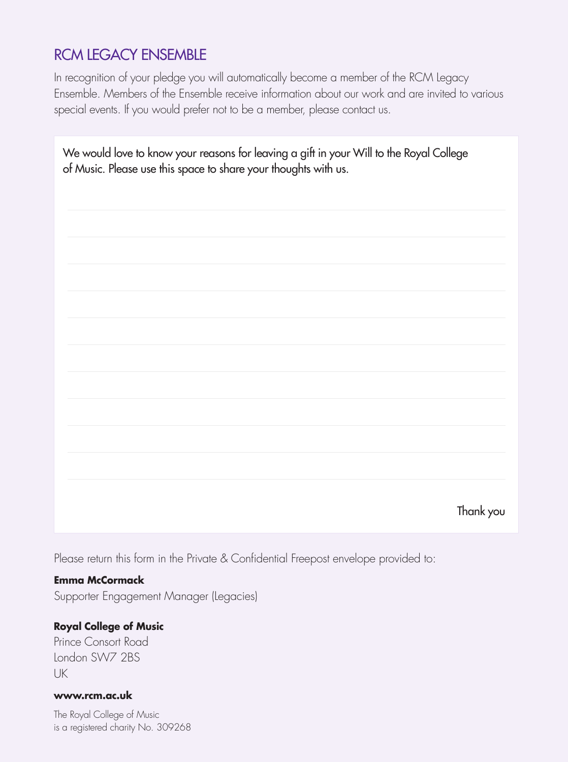## RCM LEGACY ENSEMBLE

In recognition of your pledge you will automatically become a member of the RCM Legacy Ensemble. Members of the Ensemble receive information about our work and are invited to various special events. If you would prefer not to be a member, please contact us.

We would love to know your reasons for leaving a gift in your Will to the Royal College of Music. Please use this space to share your thoughts with us.

Thank you

Please return this form in the Private & Confidential Freepost envelope provided to:

**Emma McCormack**
Supporter Engagement Manager (Legacies)

**Royal College of Music**
Prince Consort Road
London SW7 2BS
UK

**www.rcm.ac.uk**

The Royal College of Music
is a registered charity No. 309268